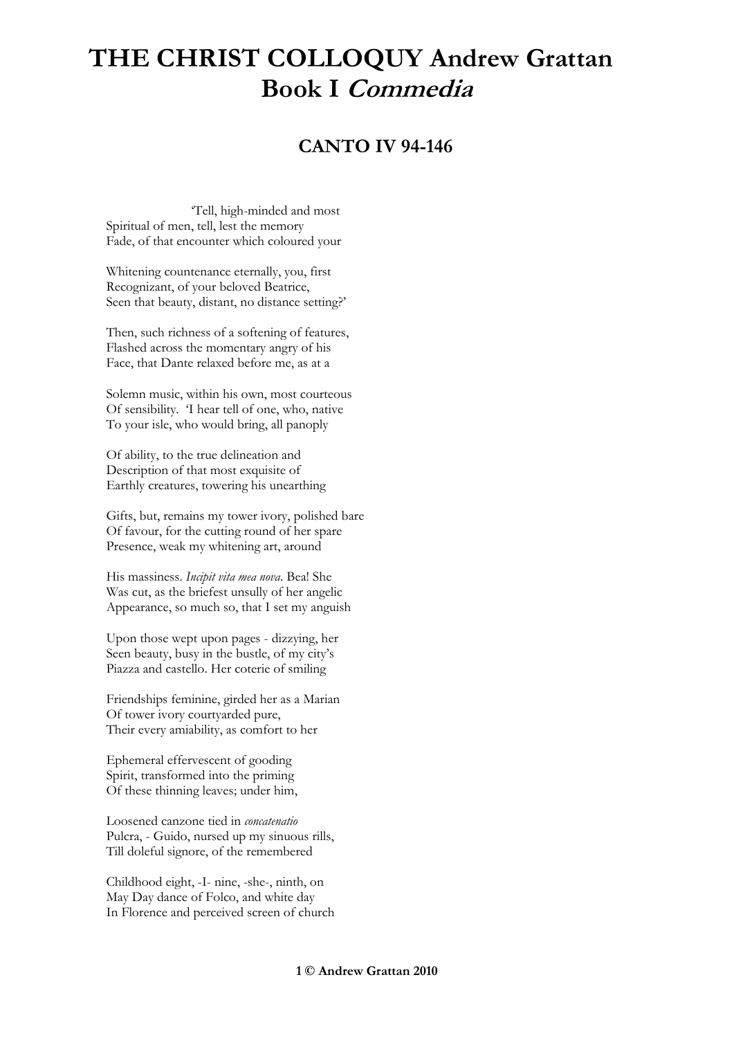# THE CHRIST COLLOQUY Andrew Grattan
# Book I *Commedia*

## CANTO IV 94-146

'Tell, high-minded and most
Spiritual of men, tell, lest the memory
Fade, of that encounter which coloured your

Whitening countenance eternally, you, first
Recognizant, of your beloved Beatrice,
Seen that beauty, distant, no distance setting?'

Then, such richness of a softening of features,
Flashed across the momentary angry of his
Face, that Dante relaxed before me, as at a

Solemn music, within his own, most courteous
Of sensibility. 'I hear tell of one, who, native
To your isle, who would bring, all panoply

Of ability, to the true delineation and
Description of that most exquisite of
Earthly creatures, towering his unearthing

Gifts, but, remains my tower ivory, polished bare
Of favour, for the cutting round of her spare
Presence, weak my whitening art, around

His massiness. *Incipit vita mea nova*. Bea! She
Was cut, as the briefest unsully of her angelic
Appearance, so much so, that I set my anguish

Upon those wept upon pages - dizzying, her
Seen beauty, busy in the bustle, of my city's
Piazza and castello. Her coterie of smiling

Friendships feminine, girded her as a Marian
Of tower ivory courtyarded pure,
Their every amiability, as comfort to her

Ephemeral effervescent of gooding
Spirit, transformed into the priming
Of these thinning leaves; under him,

Loosened canzone tied in *concatenatio*
Pulcra, - Guido, nursed up my sinuous rills,
Till doleful signore, of the remembered

Childhood eight, -I- nine, -she-, ninth, on
May Day dance of Folco, and white day
In Florence and perceived screen of church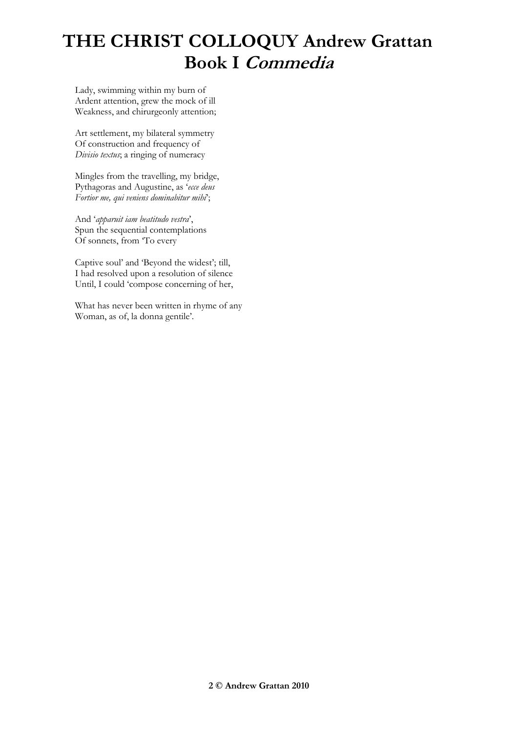# THE CHRIST COLLOQUY Andrew Grattan
## Book I *Commedia*

Lady, swimming within my burn of  
Ardent attention, grew the mock of ill  
Weakness, and chirurgeonly attention;

Art settlement, my bilateral symmetry  
Of construction and frequency of  
*Divisio textus*; a ringing of numeracy

Mingles from the travelling, my bridge,  
Pythagoras and Augustine, as '*ecce deus*  
*Fortior me, qui veniens dominabitur mihi*';

And '*apparuit iam beatitudo vestra*',  
Spun the sequential contemplations  
Of sonnets, from 'To every

Captive soul' and 'Beyond the widest'; till,  
I had resolved upon a resolution of silence  
Until, I could 'compose concerning of her,

What has never been written in rhyme of any  
Woman, as of, la donna gentile'.

**© Andrew Grattan 2010**